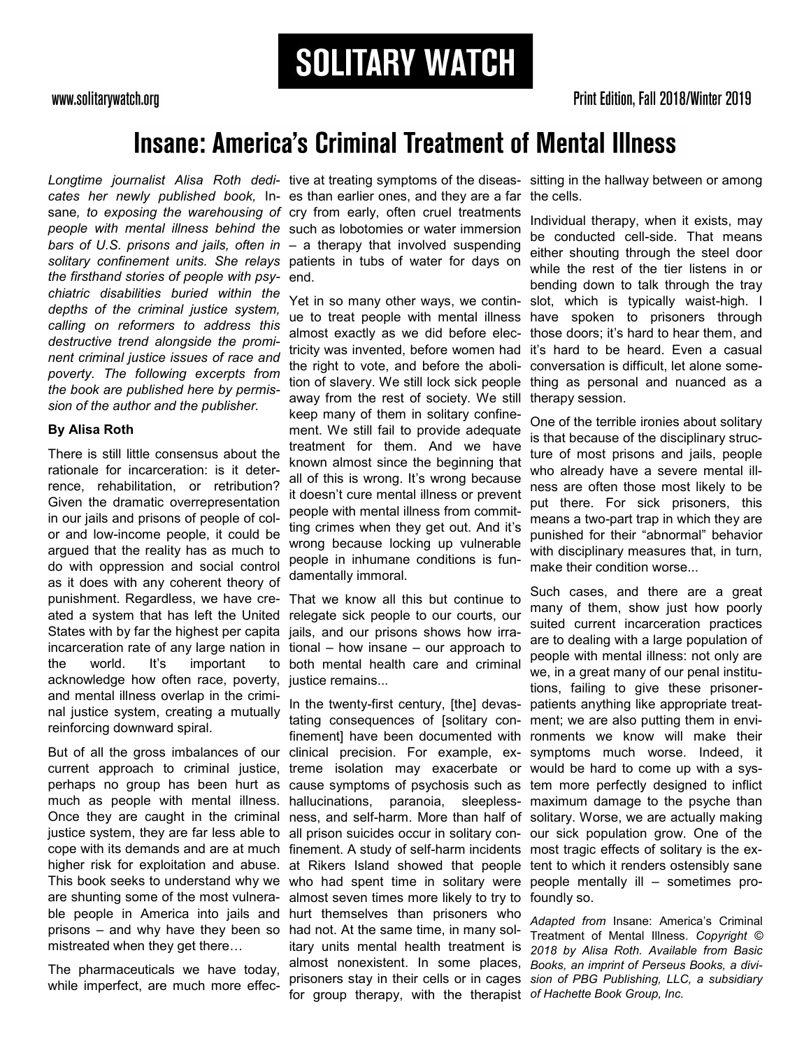# SOLITARY WATCH

www.solitarywatch.org

Print Edition, Fall 2018/Winter 2019

# Insane: America's Criminal Treatment of Mental Illness

*Longtime journalist Alisa Roth dedicates her newly published book,* Insane*, to exposing the warehousing of people with mental illness behind the bars of U.S. prisons and jails, often in solitary confinement units. She relays the firsthand stories of people with psychiatric disabilities buried within the depths of the criminal justice system, calling on reformers to address this destructive trend alongside the prominent criminal justice issues of race and poverty. The following excerpts from the book are published here by permission of the author and the publisher.*

**By Alisa Roth**

There is still little consensus about the rationale for incarceration: is it deterrence, rehabilitation, or retribution? Given the dramatic overrepresentation in our jails and prisons of people of color and low-income people, it could be argued that the reality has as much to do with oppression and social control as it does with any coherent theory of punishment. Regardless, we have created a system that has left the United States with by far the highest per capita incarceration rate of any large nation in the world. It's important to acknowledge how often race, poverty, and mental illness overlap in the criminal justice system, creating a mutually reinforcing downward spiral.

But of all the gross imbalances of our current approach to criminal justice, perhaps no group has been hurt as much as people with mental illness. Once they are caught in the criminal justice system, they are far less able to cope with its demands and are at much higher risk for exploitation and abuse. This book seeks to understand why we are shunting some of the most vulnerable people in America into jails and prisons – and why have they been so mistreated when they get there…

The pharmaceuticals we have today, while imperfect, are much more effective at treating symptoms of the diseases than earlier ones, and they are a far cry from early, often cruel treatments such as lobotomies or water immersion – a therapy that involved suspending patients in tubs of water for days on end.

Yet in so many other ways, we continue to treat people with mental illness almost exactly as we did before electricity was invented, before women had the right to vote, and before the abolition of slavery. We still lock sick people away from the rest of society. We still keep many of them in solitary confinement. We still fail to provide adequate treatment for them. And we have known almost since the beginning that all of this is wrong. It's wrong because it doesn't cure mental illness or prevent people with mental illness from committing crimes when they get out. And it's wrong because locking up vulnerable people in inhumane conditions is fundamentally immoral.

That we know all this but continue to relegate sick people to our courts, our jails, and our prisons shows how irrational – how insane – our approach to both mental health care and criminal justice remains...

In the twenty-first century, [the] devastating consequences of [solitary confinement] have been documented with clinical precision. For example, extreme isolation may exacerbate or cause symptoms of psychosis such as hallucinations, paranoia, sleeplessness, and self-harm. More than half of all prison suicides occur in solitary confinement. A study of self-harm incidents at Rikers Island showed that people who had spent time in solitary were almost seven times more likely to try to hurt themselves than prisoners who had not. At the same time, in many solitary units mental health treatment is almost nonexistent. In some places, prisoners stay in their cells or in cages for group therapy, with the therapist sitting in the hallway between or among the cells.

Individual therapy, when it exists, may be conducted cell-side. That means either shouting through the steel door while the rest of the tier listens in or bending down to talk through the tray slot, which is typically waist-high. I have spoken to prisoners through those doors; it's hard to hear them, and it's hard to be heard. Even a casual conversation is difficult, let alone something as personal and nuanced as a therapy session.

One of the terrible ironies about solitary is that because of the disciplinary structure of most prisons and jails, people who already have a severe mental illness are often those most likely to be put there. For sick prisoners, this means a two-part trap in which they are punished for their "abnormal" behavior with disciplinary measures that, in turn, make their condition worse...

Such cases, and there are a great many of them, show just how poorly suited current incarceration practices are to dealing with a large population of people with mental illness: not only are we, in a great many of our penal institutions, failing to give these prisoner-patients anything like appropriate treatment; we are also putting them in environments we know will make their symptoms much worse. Indeed, it would be hard to come up with a system more perfectly designed to inflict maximum damage to the psyche than solitary. Worse, we are actually making our sick population grow. One of the most tragic effects of solitary is the extent to which it renders ostensibly sane people mentally ill – sometimes profoundly so.

*Adapted from* Insane: America's Criminal Treatment of Mental Illness. *Copyright © 2018 by Alisa Roth. Available from Basic Books, an imprint of Perseus Books, a division of PBG Publishing, LLC, a subsidiary of Hachette Book Group, Inc.*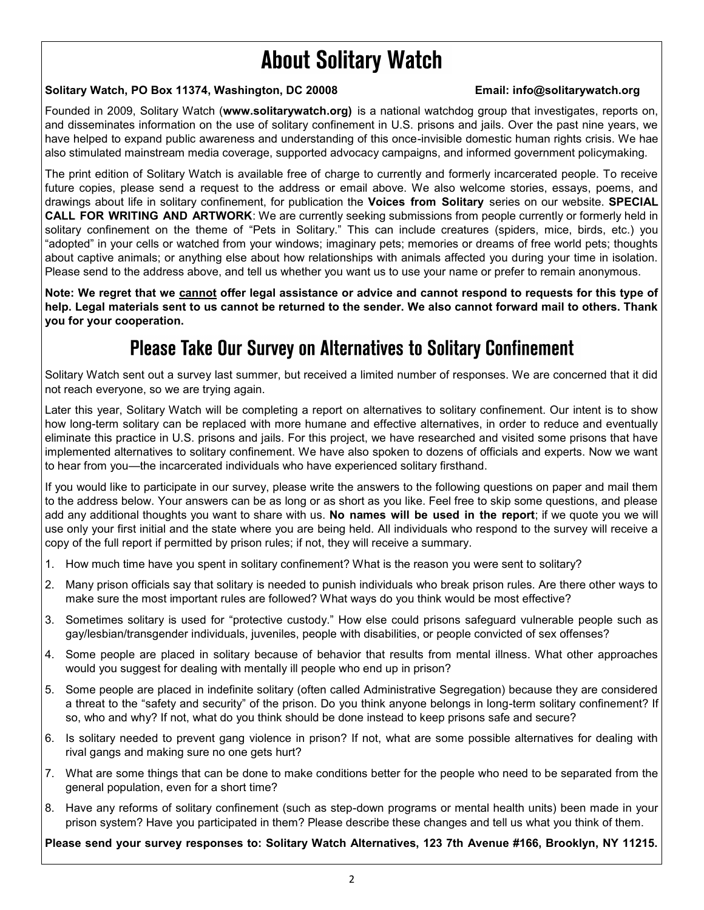# About Solitary Watch

**Solitary Watch, PO Box 11374, Washington, DC 20008** **Email: info@solitarywatch.org**

Founded in 2009, Solitary Watch (**www.solitarywatch.org)** is a national watchdog group that investigates, reports on, and disseminates information on the use of solitary confinement in U.S. prisons and jails. Over the past nine years, we have helped to expand public awareness and understanding of this once-invisible domestic human rights crisis. We hae also stimulated mainstream media coverage, supported advocacy campaigns, and informed government policymaking.

The print edition of Solitary Watch is available free of charge to currently and formerly incarcerated people. To receive future copies, please send a request to the address or email above. We also welcome stories, essays, poems, and drawings about life in solitary confinement, for publication the **Voices from Solitary** series on our website. **SPECIAL CALL FOR WRITING AND ARTWORK**: We are currently seeking submissions from people currently or formerly held in solitary confinement on the theme of "Pets in Solitary." This can include creatures (spiders, mice, birds, etc.) you "adopted" in your cells or watched from your windows; imaginary pets; memories or dreams of free world pets; thoughts about captive animals; or anything else about how relationships with animals affected you during your time in isolation. Please send to the address above, and tell us whether you want us to use your name or prefer to remain anonymous.

**Note: We regret that we <u>cannot</u> offer legal assistance or advice and cannot respond to requests for this type of help. Legal materials sent to us cannot be returned to the sender. We also cannot forward mail to others. Thank you for your cooperation.**

## Please Take Our Survey on Alternatives to Solitary Confinement

Solitary Watch sent out a survey last summer, but received a limited number of responses. We are concerned that it did not reach everyone, so we are trying again.

Later this year, Solitary Watch will be completing a report on alternatives to solitary confinement. Our intent is to show how long-term solitary can be replaced with more humane and effective alternatives, in order to reduce and eventually eliminate this practice in U.S. prisons and jails. For this project, we have researched and visited some prisons that have implemented alternatives to solitary confinement. We have also spoken to dozens of officials and experts. Now we want to hear from you—the incarcerated individuals who have experienced solitary firsthand.

If you would like to participate in our survey, please write the answers to the following questions on paper and mail them to the address below. Your answers can be as long or as short as you like. Feel free to skip some questions, and please add any additional thoughts you want to share with us. **No names will be used in the report**; if we quote you we will use only your first initial and the state where you are being held. All individuals who respond to the survey will receive a copy of the full report if permitted by prison rules; if not, they will receive a summary.

1. How much time have you spent in solitary confinement? What is the reason you were sent to solitary?
2. Many prison officials say that solitary is needed to punish individuals who break prison rules. Are there other ways to make sure the most important rules are followed? What ways do you think would be most effective?
3. Sometimes solitary is used for "protective custody." How else could prisons safeguard vulnerable people such as gay/lesbian/transgender individuals, juveniles, people with disabilities, or people convicted of sex offenses?
4. Some people are placed in solitary because of behavior that results from mental illness. What other approaches would you suggest for dealing with mentally ill people who end up in prison?
5. Some people are placed in indefinite solitary (often called Administrative Segregation) because they are considered a threat to the "safety and security" of the prison. Do you think anyone belongs in long-term solitary confinement? If so, who and why? If not, what do you think should be done instead to keep prisons safe and secure?
6. Is solitary needed to prevent gang violence in prison? If not, what are some possible alternatives for dealing with rival gangs and making sure no one gets hurt?
7. What are some things that can be done to make conditions better for the people who need to be separated from the general population, even for a short time?
8. Have any reforms of solitary confinement (such as step-down programs or mental health units) been made in your prison system? Have you participated in them? Please describe these changes and tell us what you think of them.

**Please send your survey responses to: Solitary Watch Alternatives, 123 7th Avenue #166, Brooklyn, NY 11215.**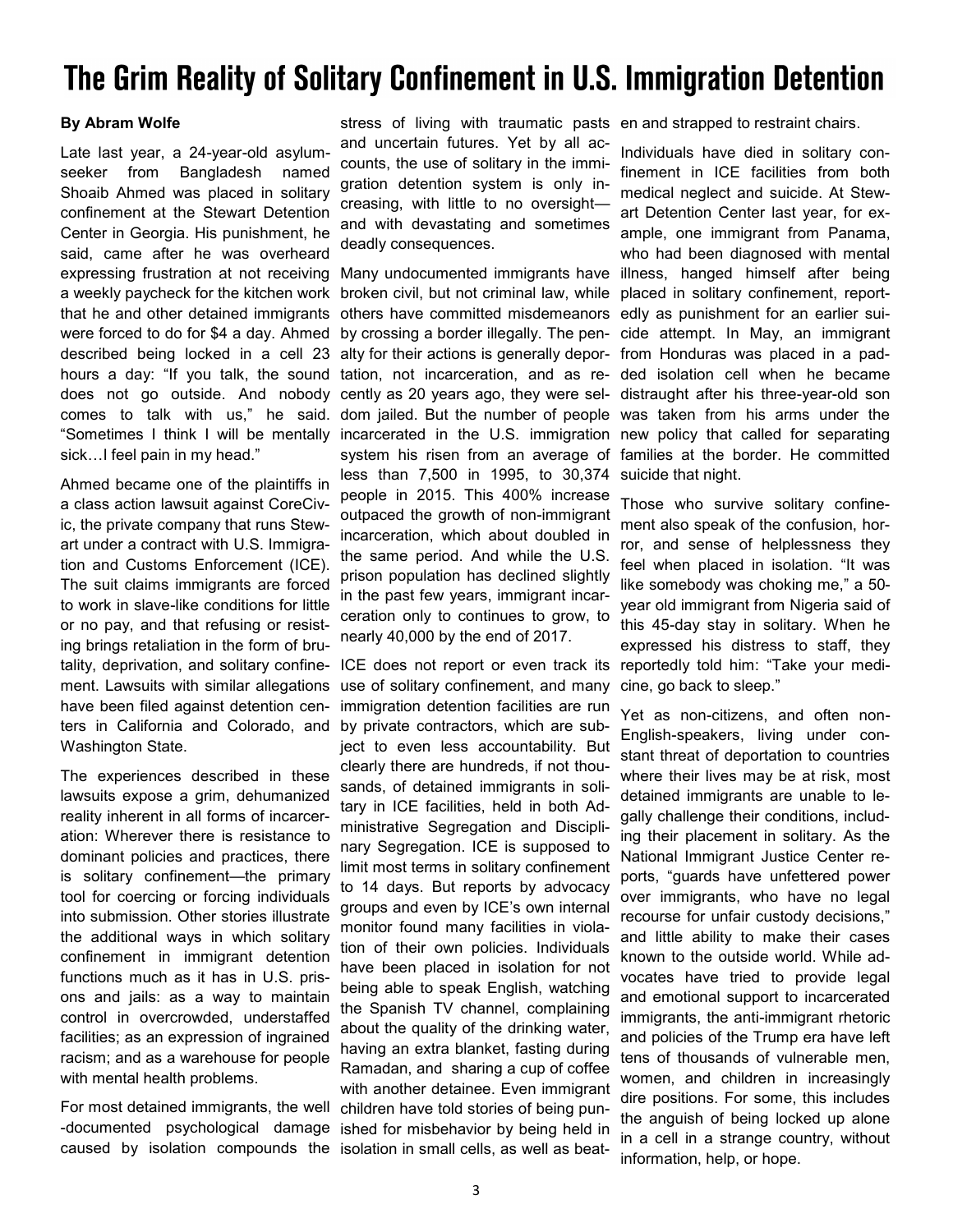# The Grim Reality of Solitary Confinement in U.S. Immigration Detention

**By Abram Wolfe**

Late last year, a 24-year-old asylum-seeker from Bangladesh named Shoaib Ahmed was placed in solitary confinement at the Stewart Detention Center in Georgia. His punishment, he said, came after he was overheard expressing frustration at not receiving a weekly paycheck for the kitchen work that he and other detained immigrants were forced to do for $4 a day. Ahmed described being locked in a cell 23 hours a day: "If you talk, the sound does not go outside. And nobody comes to talk with us," he said. "Sometimes I think I will be mentally sick…I feel pain in my head."

Ahmed became one of the plaintiffs in a class action lawsuit against CoreCivic, the private company that runs Stewart under a contract with U.S. Immigration and Customs Enforcement (ICE). The suit claims immigrants are forced to work in slave-like conditions for little or no pay, and that refusing or resisting brings retaliation in the form of brutality, deprivation, and solitary confinement. Lawsuits with similar allegations have been filed against detention centers in California and Colorado, and Washington State.

The experiences described in these lawsuits expose a grim, dehumanized reality inherent in all forms of incarceration: Wherever there is resistance to dominant policies and practices, there is solitary confinement—the primary tool for coercing or forcing individuals into submission. Other stories illustrate the additional ways in which solitary confinement in immigrant detention functions much as it has in U.S. prisons and jails: as a way to maintain control in overcrowded, understaffed facilities; as an expression of ingrained racism; and as a warehouse for people with mental health problems.

For most detained immigrants, the well-documented psychological damage caused by isolation compounds the stress of living with traumatic pasts and uncertain futures. Yet by all accounts, the use of solitary in the immigration detention system is only increasing, with little to no oversight—and with devastating and sometimes deadly consequences.

Many undocumented immigrants have broken civil, but not criminal law, while others have committed misdemeanors by crossing a border illegally. The penalty for their actions is generally deportation, not incarceration, and as recently as 20 years ago, they were seldom jailed. But the number of people incarcerated in the U.S. immigration system his risen from an average of less than 7,500 in 1995, to 30,374 people in 2015. This 400% increase outpaced the growth of non-immigrant incarceration, which about doubled in the same period. And while the U.S. prison population has declined slightly in the past few years, immigrant incarceration only to continues to grow, to nearly 40,000 by the end of 2017.

ICE does not report or even track its use of solitary confinement, and many immigration detention facilities are run by private contractors, which are subject to even less accountability. But clearly there are hundreds, if not thousands, of detained immigrants in solitary in ICE facilities, held in both Administrative Segregation and Disciplinary Segregation. ICE is supposed to limit most terms in solitary confinement to 14 days. But reports by advocacy groups and even by ICE's own internal monitor found many facilities in violation of their own policies. Individuals have been placed in isolation for not being able to speak English, watching the Spanish TV channel, complaining about the quality of the drinking water, having an extra blanket, fasting during Ramadan, and sharing a cup of coffee with another detainee. Even immigrant children have told stories of being punished for misbehavior by being held in isolation in small cells, as well as beaten and strapped to restraint chairs.

Individuals have died in solitary confinement in ICE facilities from both medical neglect and suicide. At Stewart Detention Center last year, for example, one immigrant from Panama, who had been diagnosed with mental illness, hanged himself after being placed in solitary confinement, reportedly as punishment for an earlier suicide attempt. In May, an immigrant from Honduras was placed in a padded isolation cell when he became distraught after his three-year-old son was taken from his arms under the new policy that called for separating families at the border. He committed suicide that night.

Those who survive solitary confinement also speak of the confusion, horror, and sense of helplessness they feel when placed in isolation. "It was like somebody was choking me," a 50-year old immigrant from Nigeria said of this 45-day stay in solitary. When he expressed his distress to staff, they reportedly told him: "Take your medicine, go back to sleep."

Yet as non-citizens, and often non-English-speakers, living under constant threat of deportation to countries where their lives may be at risk, most detained immigrants are unable to legally challenge their conditions, including their placement in solitary. As the National Immigrant Justice Center reports, "guards have unfettered power over immigrants, who have no legal recourse for unfair custody decisions," and little ability to make their cases known to the outside world. While advocates have tried to provide legal and emotional support to incarcerated immigrants, the anti-immigrant rhetoric and policies of the Trump era have left tens of thousands of vulnerable men, women, and children in increasingly dire positions. For some, this includes the anguish of being locked up alone in a cell in a strange country, without information, help, or hope.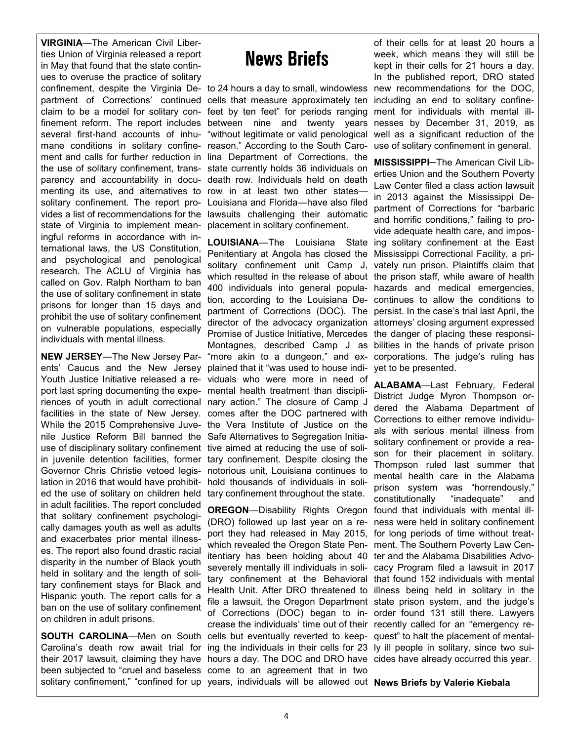# News Briefs

**VIRGINIA**—The American Civil Liberties Union of Virginia released a report in May that found that the state continues to overuse the practice of solitary confinement, despite the Virginia Department of Corrections' continued claim to be a model for solitary confinement reform. The report includes several first-hand accounts of inhumane conditions in solitary confinement and calls for further reduction in the use of solitary confinement, transparency and accountability in documenting its use, and alternatives to solitary confinement. The report provides a list of recommendations for the state of Virginia to implement meaningful reforms in accordance with international laws, the US Constitution, and psychological and penological research. The ACLU of Virginia has called on Gov. Ralph Northam to ban the use of solitary confinement in state prisons for longer than 15 days and prohibit the use of solitary confinement on vulnerable populations, especially individuals with mental illness.

**NEW JERSEY**—The New Jersey Parents' Caucus and the New Jersey Youth Justice Initiative released a report last spring documenting the experiences of youth in adult correctional facilities in the state of New Jersey. While the 2015 Comprehensive Juvenile Justice Reform Bill banned the use of disciplinary solitary confinement in juvenile detention facilities, former Governor Chris Christie vetoed legislation in 2016 that would have prohibited the use of solitary on children held in adult facilities. The report concluded that solitary confinement psychologically damages youth as well as adults and exacerbates prior mental illnesses. The report also found drastic racial disparity in the number of Black youth held in solitary and the length of solitary confinement stays for Black and Hispanic youth. The report calls for a ban on the use of solitary confinement on children in adult prisons.

**SOUTH CAROLINA**—Men on South Carolina's death row await trial for their 2017 lawsuit, claiming they have been subjected to "cruel and baseless solitary confinement," "confined for up to 24 hours a day to small, windowless cells that measure approximately ten feet by ten feet" for periods ranging between nine and twenty years "without legitimate or valid penological reason." According to the South Carolina Department of Corrections, the state currently holds 36 individuals on death row. Individuals held on death row in at least two other states—Louisiana and Florida—have also filed lawsuits challenging their automatic placement in solitary confinement.

**LOUISIANA**—The Louisiana State Penitentiary at Angola has closed the solitary confinement unit Camp J, which resulted in the release of about 400 individuals into general population, according to the Louisiana Department of Corrections (DOC). The director of the advocacy organization Promise of Justice Initiative, Mercedes Montagnes, described Camp J as "more akin to a dungeon," and explained that it "was used to house individuals who were more in need of mental health treatment than disciplinary action." The closure of Camp J comes after the DOC partnered with the Vera Institute of Justice on the Safe Alternatives to Segregation Initiative aimed at reducing the use of solitary confinement. Despite closing the notorious unit, Louisiana continues to hold thousands of individuals in solitary confinement throughout the state.

**OREGON**—Disability Rights Oregon (DRO) followed up last year on a report they had released in May 2015, which revealed the Oregon State Penitentiary has been holding about 40 severely mentally ill individuals in solitary confinement at the Behavioral Health Unit. After DRO threatened to file a lawsuit, the Oregon Department of Corrections (DOC) began to increase the individuals' time out of their cells but eventually reverted to keeping the individuals in their cells for 23 hours a day. The DOC and DRO have come to an agreement that in two years, individuals will be allowed out of their cells for at least 20 hours a week, which means they will still be kept in their cells for 21 hours a day. In the published report, DRO stated new recommendations for the DOC, including an end to solitary confinement for individuals with mental illnesses by December 31, 2019, as well as a significant reduction of the use of solitary confinement in general.

**MISSISSIPPI**—The American Civil Liberties Union and the Southern Poverty Law Center filed a class action lawsuit in 2013 against the Mississippi Department of Corrections for "barbaric and horrific conditions," failing to provide adequate health care, and imposing solitary confinement at the East Mississippi Correctional Facility, a privately run prison. Plaintiffs claim that the prison staff, while aware of health hazards and medical emergencies, continues to allow the conditions to persist. In the case's trial last April, the attorneys' closing argument expressed the danger of placing these responsibilities in the hands of private prison corporations. The judge's ruling has yet to be presented.

**ALABAMA**—Last February, Federal District Judge Myron Thompson ordered the Alabama Department of Corrections to either remove individuals with serious mental illness from solitary confinement or provide a reason for their placement in solitary. Thompson ruled last summer that mental health care in the Alabama prison system was "horrendously," constitutionally "inadequate" and found that individuals with mental illness were held in solitary confinement for long periods of time without treatment. The Southern Poverty Law Center and the Alabama Disabilities Advocacy Program filed a lawsuit in 2017 that found 152 individuals with mental illness being held in solitary in the state prison system, and the judge's order found 131 still there. Lawyers recently called for an "emergency request" to halt the placement of mentally ill people in solitary, since two suicides have already occurred this year.

**News Briefs by Valerie Kiebala**